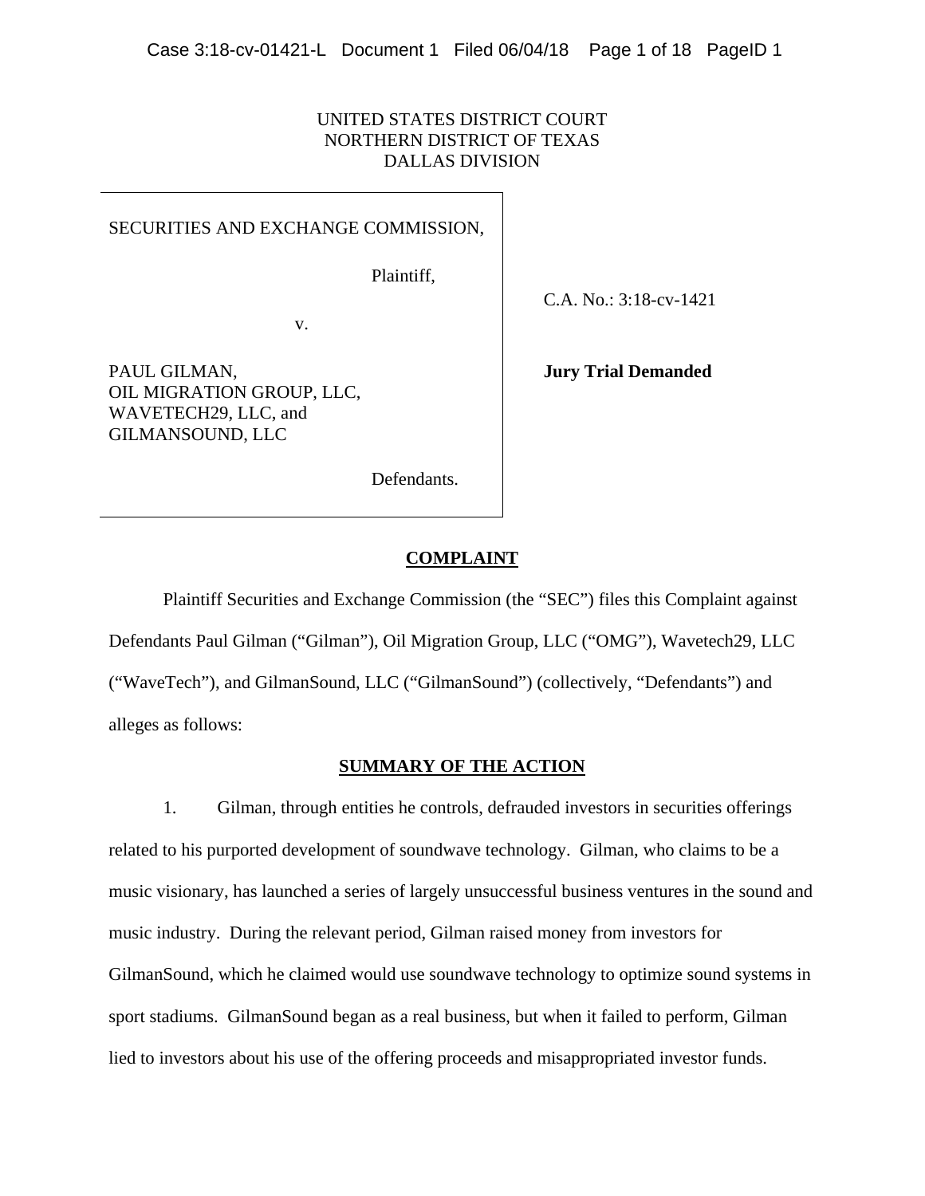UNITED STATES DISTRICT COURT
NORTHERN DISTRICT OF TEXAS
DALLAS DIVISION

| | |
|---|---|
| SECURITIES AND EXCHANGE COMMISSION,<br><br>Plaintiff,<br><br>v.<br><br>PAUL GILMAN,<br>OIL MIGRATION GROUP, LLC,<br>WAVETECH29, LLC, and<br>GILMANSOUND, LLC<br><br>Defendants. | C.A. No.: 3:18-cv-1421<br><br>**Jury Trial Demanded** |

## COMPLAINT

Plaintiff Securities and Exchange Commission (the "SEC") files this Complaint against Defendants Paul Gilman ("Gilman"), Oil Migration Group, LLC ("OMG"), Wavetech29, LLC ("WaveTech"), and GilmanSound, LLC ("GilmanSound") (collectively, "Defendants") and alleges as follows:

## SUMMARY OF THE ACTION

1. Gilman, through entities he controls, defrauded investors in securities offerings related to his purported development of soundwave technology. Gilman, who claims to be a music visionary, has launched a series of largely unsuccessful business ventures in the sound and music industry. During the relevant period, Gilman raised money from investors for GilmanSound, which he claimed would use soundwave technology to optimize sound systems in sport stadiums. GilmanSound began as a real business, but when it failed to perform, Gilman lied to investors about his use of the offering proceeds and misappropriated investor funds.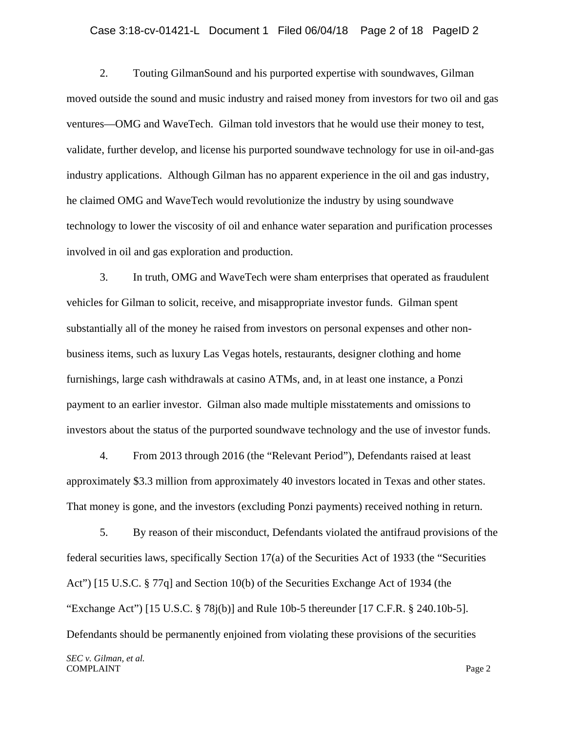2. Touting GilmanSound and his purported expertise with soundwaves, Gilman moved outside the sound and music industry and raised money from investors for two oil and gas ventures—OMG and WaveTech. Gilman told investors that he would use their money to test, validate, further develop, and license his purported soundwave technology for use in oil-and-gas industry applications. Although Gilman has no apparent experience in the oil and gas industry, he claimed OMG and WaveTech would revolutionize the industry by using soundwave technology to lower the viscosity of oil and enhance water separation and purification processes involved in oil and gas exploration and production.

3. In truth, OMG and WaveTech were sham enterprises that operated as fraudulent vehicles for Gilman to solicit, receive, and misappropriate investor funds. Gilman spent substantially all of the money he raised from investors on personal expenses and other non-business items, such as luxury Las Vegas hotels, restaurants, designer clothing and home furnishings, large cash withdrawals at casino ATMs, and, in at least one instance, a Ponzi payment to an earlier investor. Gilman also made multiple misstatements and omissions to investors about the status of the purported soundwave technology and the use of investor funds.

4. From 2013 through 2016 (the "Relevant Period"), Defendants raised at least approximately $3.3 million from approximately 40 investors located in Texas and other states. That money is gone, and the investors (excluding Ponzi payments) received nothing in return.

5. By reason of their misconduct, Defendants violated the antifraud provisions of the federal securities laws, specifically Section 17(a) of the Securities Act of 1933 (the "Securities Act") [15 U.S.C. § 77q] and Section 10(b) of the Securities Exchange Act of 1934 (the "Exchange Act") [15 U.S.C. § 78j(b)] and Rule 10b-5 thereunder [17 C.F.R. § 240.10b-5]. Defendants should be permanently enjoined from violating these provisions of the securities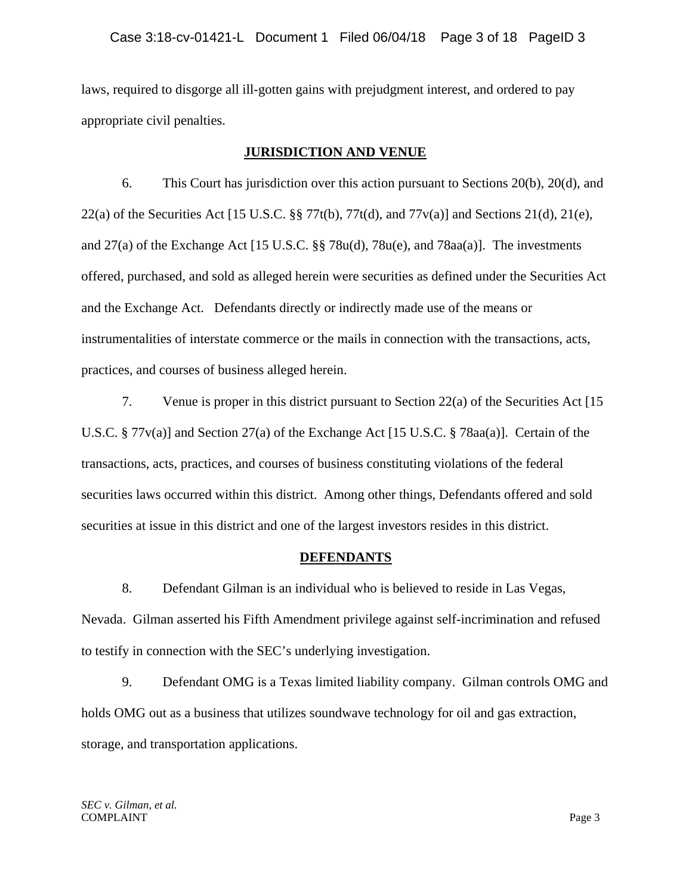laws, required to disgorge all ill-gotten gains with prejudgment interest, and ordered to pay appropriate civil penalties.

## JURISDICTION AND VENUE

6. This Court has jurisdiction over this action pursuant to Sections 20(b), 20(d), and 22(a) of the Securities Act [15 U.S.C. §§ 77t(b), 77t(d), and 77v(a)] and Sections 21(d), 21(e), and 27(a) of the Exchange Act [15 U.S.C. §§ 78u(d), 78u(e), and 78aa(a)]. The investments offered, purchased, and sold as alleged herein were securities as defined under the Securities Act and the Exchange Act. Defendants directly or indirectly made use of the means or instrumentalities of interstate commerce or the mails in connection with the transactions, acts, practices, and courses of business alleged herein.

7. Venue is proper in this district pursuant to Section 22(a) of the Securities Act [15 U.S.C. § 77v(a)] and Section 27(a) of the Exchange Act [15 U.S.C. § 78aa(a)]. Certain of the transactions, acts, practices, and courses of business constituting violations of the federal securities laws occurred within this district. Among other things, Defendants offered and sold securities at issue in this district and one of the largest investors resides in this district.

## DEFENDANTS

8. Defendant Gilman is an individual who is believed to reside in Las Vegas, Nevada. Gilman asserted his Fifth Amendment privilege against self-incrimination and refused to testify in connection with the SEC's underlying investigation.

9. Defendant OMG is a Texas limited liability company. Gilman controls OMG and holds OMG out as a business that utilizes soundwave technology for oil and gas extraction, storage, and transportation applications.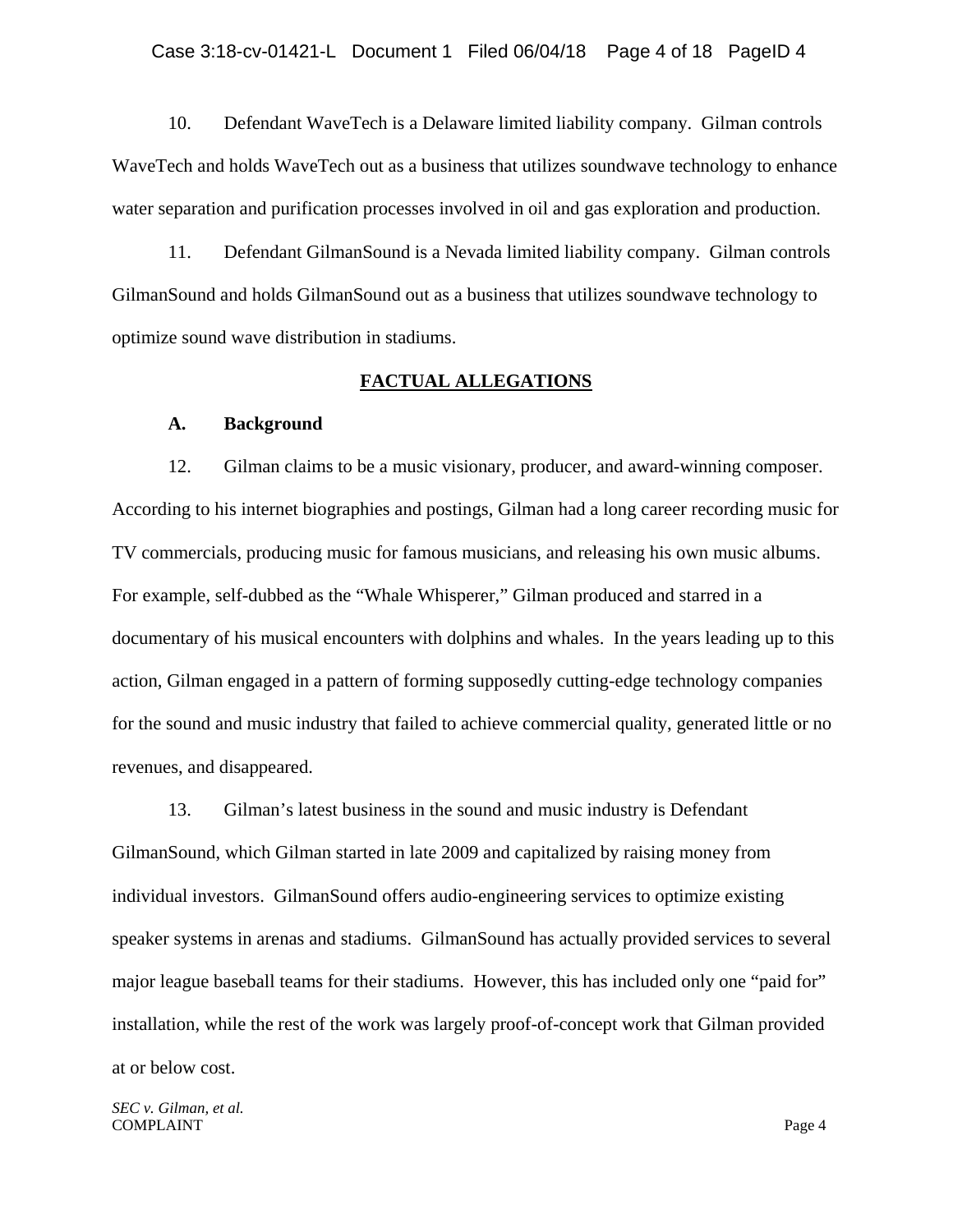10. Defendant WaveTech is a Delaware limited liability company. Gilman controls WaveTech and holds WaveTech out as a business that utilizes soundwave technology to enhance water separation and purification processes involved in oil and gas exploration and production.

11. Defendant GilmanSound is a Nevada limited liability company. Gilman controls GilmanSound and holds GilmanSound out as a business that utilizes soundwave technology to optimize sound wave distribution in stadiums.

## FACTUAL ALLEGATIONS

### A. Background

12. Gilman claims to be a music visionary, producer, and award-winning composer. According to his internet biographies and postings, Gilman had a long career recording music for TV commercials, producing music for famous musicians, and releasing his own music albums. For example, self-dubbed as the "Whale Whisperer," Gilman produced and starred in a documentary of his musical encounters with dolphins and whales. In the years leading up to this action, Gilman engaged in a pattern of forming supposedly cutting-edge technology companies for the sound and music industry that failed to achieve commercial quality, generated little or no revenues, and disappeared.

13. Gilman's latest business in the sound and music industry is Defendant GilmanSound, which Gilman started in late 2009 and capitalized by raising money from individual investors. GilmanSound offers audio-engineering services to optimize existing speaker systems in arenas and stadiums. GilmanSound has actually provided services to several major league baseball teams for their stadiums. However, this has included only one "paid for" installation, while the rest of the work was largely proof-of-concept work that Gilman provided at or below cost.

*SEC v. Gilman, et al.*
COMPLAINT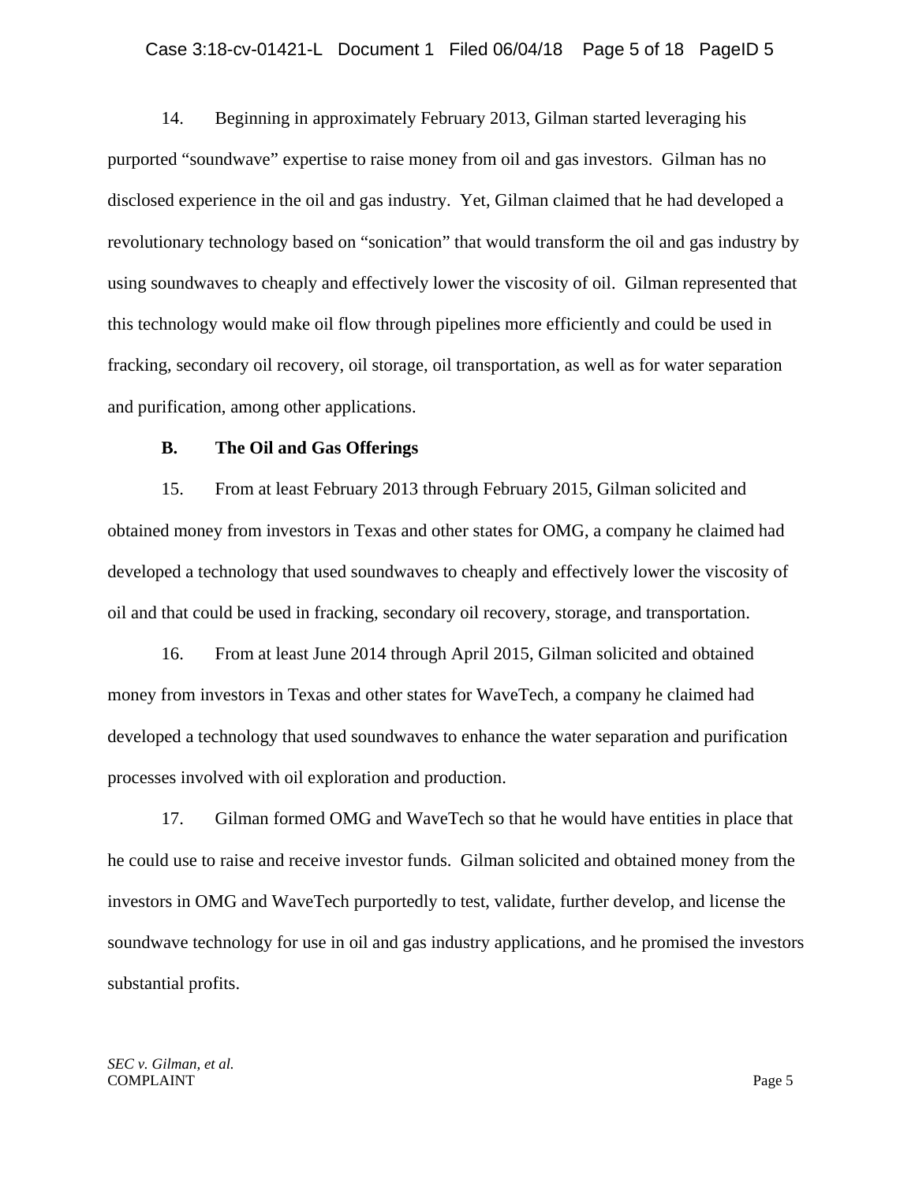14. Beginning in approximately February 2013, Gilman started leveraging his purported "soundwave" expertise to raise money from oil and gas investors. Gilman has no disclosed experience in the oil and gas industry. Yet, Gilman claimed that he had developed a revolutionary technology based on "sonication" that would transform the oil and gas industry by using soundwaves to cheaply and effectively lower the viscosity of oil. Gilman represented that this technology would make oil flow through pipelines more efficiently and could be used in fracking, secondary oil recovery, oil storage, oil transportation, as well as for water separation and purification, among other applications.

**B. The Oil and Gas Offerings**

15. From at least February 2013 through February 2015, Gilman solicited and obtained money from investors in Texas and other states for OMG, a company he claimed had developed a technology that used soundwaves to cheaply and effectively lower the viscosity of oil and that could be used in fracking, secondary oil recovery, storage, and transportation.

16. From at least June 2014 through April 2015, Gilman solicited and obtained money from investors in Texas and other states for WaveTech, a company he claimed had developed a technology that used soundwaves to enhance the water separation and purification processes involved with oil exploration and production.

17. Gilman formed OMG and WaveTech so that he would have entities in place that he could use to raise and receive investor funds. Gilman solicited and obtained money from the investors in OMG and WaveTech purportedly to test, validate, further develop, and license the soundwave technology for use in oil and gas industry applications, and he promised the investors substantial profits.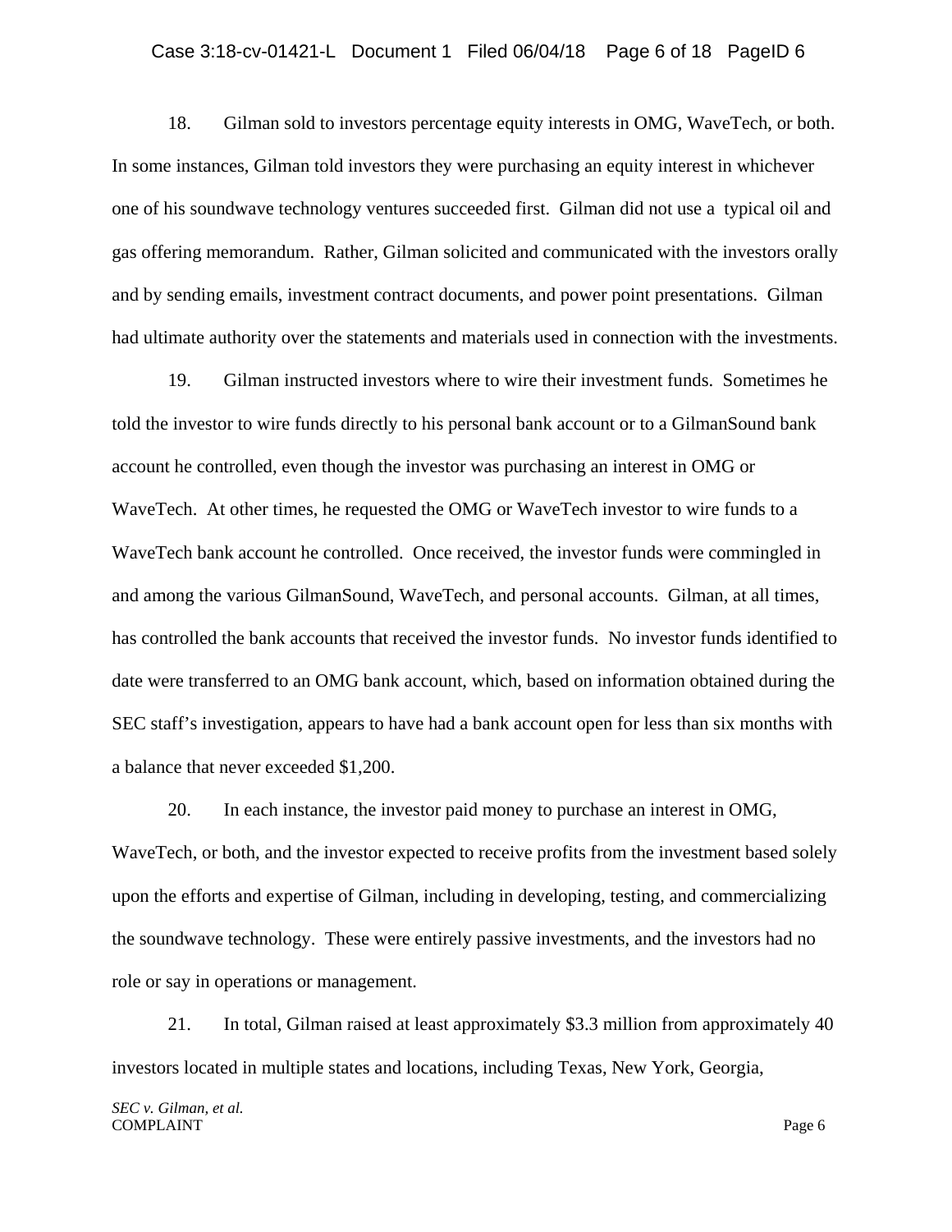18. Gilman sold to investors percentage equity interests in OMG, WaveTech, or both. In some instances, Gilman told investors they were purchasing an equity interest in whichever one of his soundwave technology ventures succeeded first. Gilman did not use a typical oil and gas offering memorandum. Rather, Gilman solicited and communicated with the investors orally and by sending emails, investment contract documents, and power point presentations. Gilman had ultimate authority over the statements and materials used in connection with the investments.

19. Gilman instructed investors where to wire their investment funds. Sometimes he told the investor to wire funds directly to his personal bank account or to a GilmanSound bank account he controlled, even though the investor was purchasing an interest in OMG or WaveTech. At other times, he requested the OMG or WaveTech investor to wire funds to a WaveTech bank account he controlled. Once received, the investor funds were commingled in and among the various GilmanSound, WaveTech, and personal accounts. Gilman, at all times, has controlled the bank accounts that received the investor funds. No investor funds identified to date were transferred to an OMG bank account, which, based on information obtained during the SEC staff's investigation, appears to have had a bank account open for less than six months with a balance that never exceeded $1,200.

20. In each instance, the investor paid money to purchase an interest in OMG, WaveTech, or both, and the investor expected to receive profits from the investment based solely upon the efforts and expertise of Gilman, including in developing, testing, and commercializing the soundwave technology. These were entirely passive investments, and the investors had no role or say in operations or management.

21. In total, Gilman raised at least approximately $3.3 million from approximately 40 investors located in multiple states and locations, including Texas, New York, Georgia,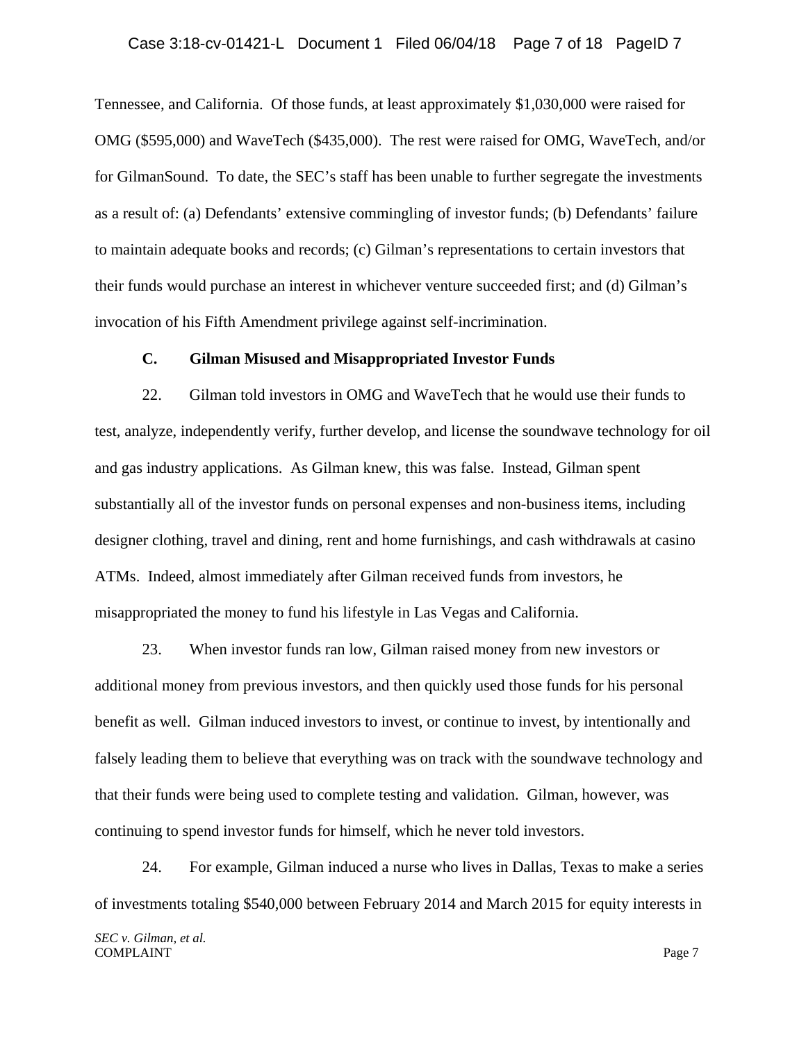Tennessee, and California. Of those funds, at least approximately $1,030,000 were raised for OMG ($595,000) and WaveTech ($435,000). The rest were raised for OMG, WaveTech, and/or for GilmanSound. To date, the SEC's staff has been unable to further segregate the investments as a result of: (a) Defendants' extensive commingling of investor funds; (b) Defendants' failure to maintain adequate books and records; (c) Gilman's representations to certain investors that their funds would purchase an interest in whichever venture succeeded first; and (d) Gilman's invocation of his Fifth Amendment privilege against self-incrimination.

### C. Gilman Misused and Misappropriated Investor Funds

22. Gilman told investors in OMG and WaveTech that he would use their funds to test, analyze, independently verify, further develop, and license the soundwave technology for oil and gas industry applications. As Gilman knew, this was false. Instead, Gilman spent substantially all of the investor funds on personal expenses and non-business items, including designer clothing, travel and dining, rent and home furnishings, and cash withdrawals at casino ATMs. Indeed, almost immediately after Gilman received funds from investors, he misappropriated the money to fund his lifestyle in Las Vegas and California.

23. When investor funds ran low, Gilman raised money from new investors or additional money from previous investors, and then quickly used those funds for his personal benefit as well. Gilman induced investors to invest, or continue to invest, by intentionally and falsely leading them to believe that everything was on track with the soundwave technology and that their funds were being used to complete testing and validation. Gilman, however, was continuing to spend investor funds for himself, which he never told investors.

24. For example, Gilman induced a nurse who lives in Dallas, Texas to make a series of investments totaling $540,000 between February 2014 and March 2015 for equity interests in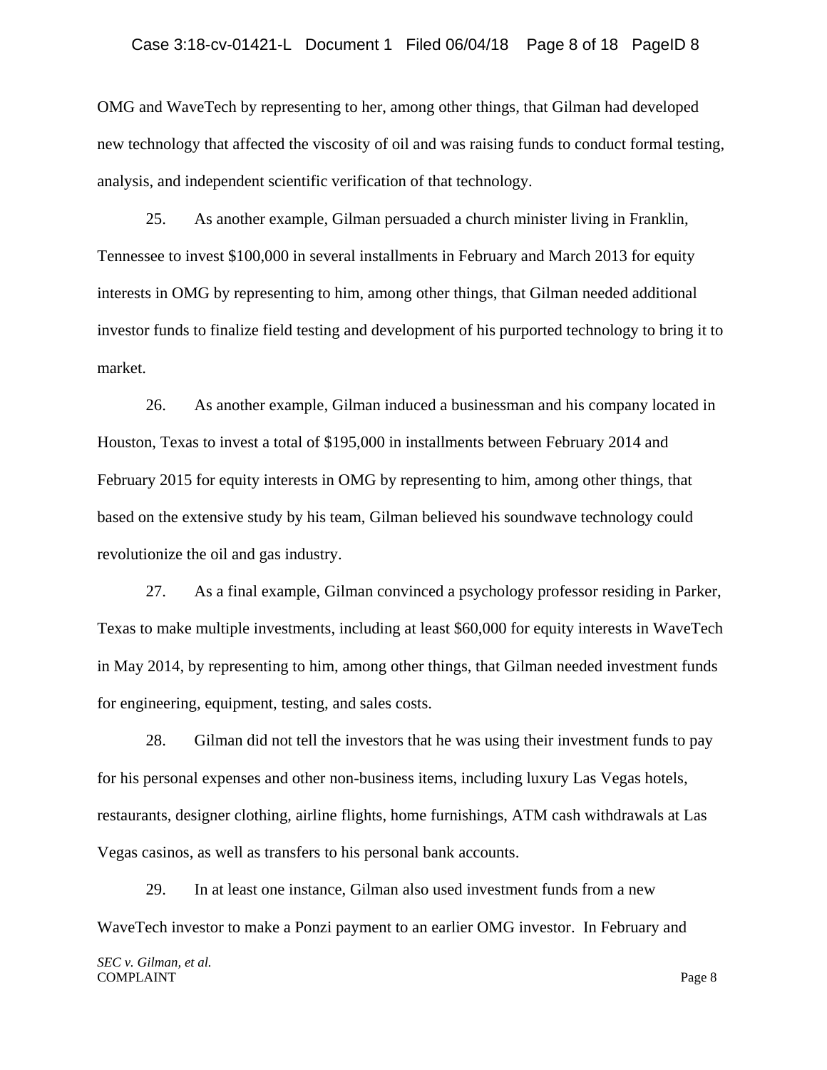OMG and WaveTech by representing to her, among other things, that Gilman had developed new technology that affected the viscosity of oil and was raising funds to conduct formal testing, analysis, and independent scientific verification of that technology.

25. As another example, Gilman persuaded a church minister living in Franklin, Tennessee to invest $100,000 in several installments in February and March 2013 for equity interests in OMG by representing to him, among other things, that Gilman needed additional investor funds to finalize field testing and development of his purported technology to bring it to market.

26. As another example, Gilman induced a businessman and his company located in Houston, Texas to invest a total of $195,000 in installments between February 2014 and February 2015 for equity interests in OMG by representing to him, among other things, that based on the extensive study by his team, Gilman believed his soundwave technology could revolutionize the oil and gas industry.

27. As a final example, Gilman convinced a psychology professor residing in Parker, Texas to make multiple investments, including at least $60,000 for equity interests in WaveTech in May 2014, by representing to him, among other things, that Gilman needed investment funds for engineering, equipment, testing, and sales costs.

28. Gilman did not tell the investors that he was using their investment funds to pay for his personal expenses and other non-business items, including luxury Las Vegas hotels, restaurants, designer clothing, airline flights, home furnishings, ATM cash withdrawals at Las Vegas casinos, as well as transfers to his personal bank accounts.

29. In at least one instance, Gilman also used investment funds from a new WaveTech investor to make a Ponzi payment to an earlier OMG investor. In February and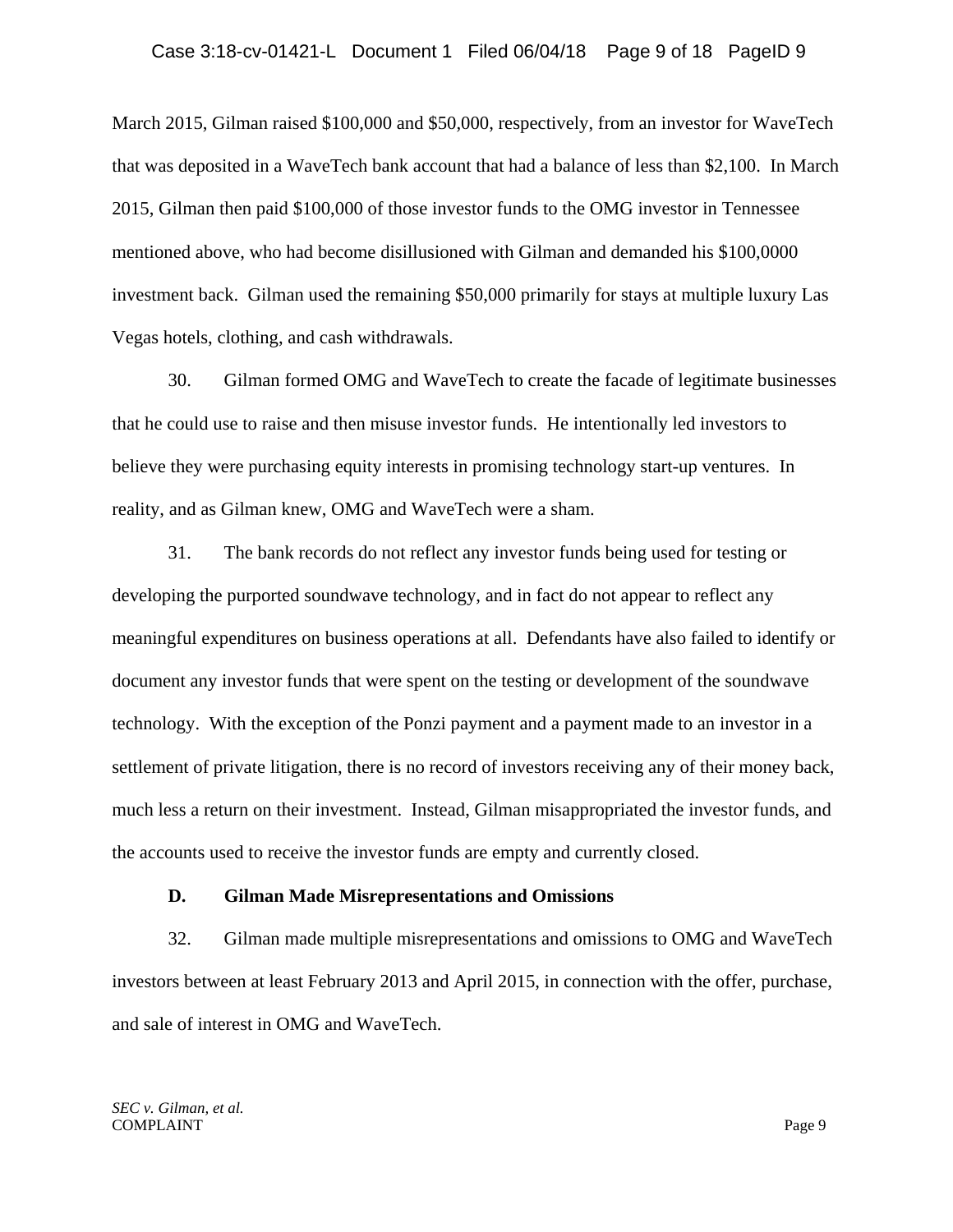March 2015, Gilman raised $100,000 and $50,000, respectively, from an investor for WaveTech that was deposited in a WaveTech bank account that had a balance of less than $2,100. In March 2015, Gilman then paid $100,000 of those investor funds to the OMG investor in Tennessee mentioned above, who had become disillusioned with Gilman and demanded his $100,0000 investment back. Gilman used the remaining $50,000 primarily for stays at multiple luxury Las Vegas hotels, clothing, and cash withdrawals.

30. Gilman formed OMG and WaveTech to create the facade of legitimate businesses that he could use to raise and then misuse investor funds. He intentionally led investors to believe they were purchasing equity interests in promising technology start-up ventures. In reality, and as Gilman knew, OMG and WaveTech were a sham.

31. The bank records do not reflect any investor funds being used for testing or developing the purported soundwave technology, and in fact do not appear to reflect any meaningful expenditures on business operations at all. Defendants have also failed to identify or document any investor funds that were spent on the testing or development of the soundwave technology. With the exception of the Ponzi payment and a payment made to an investor in a settlement of private litigation, there is no record of investors receiving any of their money back, much less a return on their investment. Instead, Gilman misappropriated the investor funds, and the accounts used to receive the investor funds are empty and currently closed.

### D. Gilman Made Misrepresentations and Omissions

32. Gilman made multiple misrepresentations and omissions to OMG and WaveTech investors between at least February 2013 and April 2015, in connection with the offer, purchase, and sale of interest in OMG and WaveTech.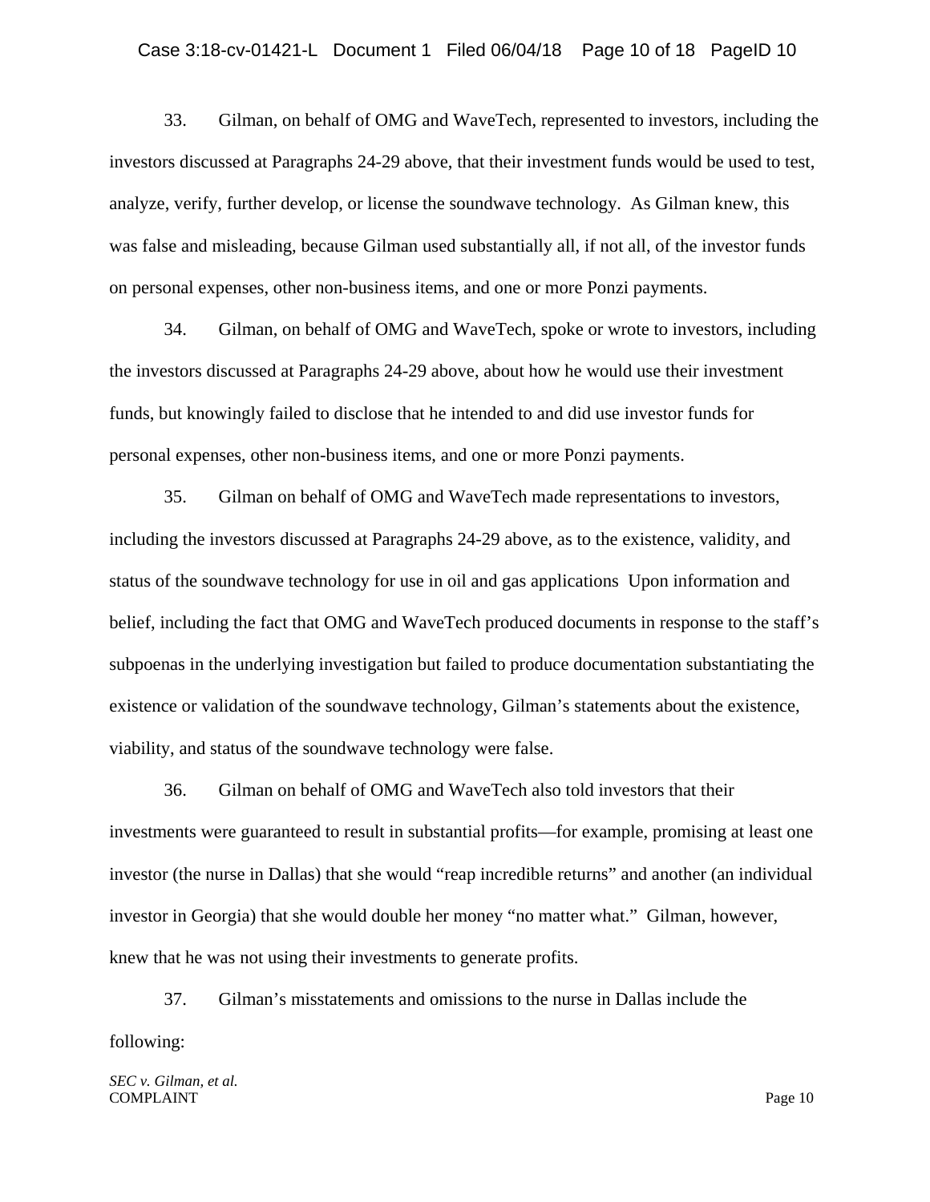33. Gilman, on behalf of OMG and WaveTech, represented to investors, including the investors discussed at Paragraphs 24-29 above, that their investment funds would be used to test, analyze, verify, further develop, or license the soundwave technology. As Gilman knew, this was false and misleading, because Gilman used substantially all, if not all, of the investor funds on personal expenses, other non-business items, and one or more Ponzi payments.

34. Gilman, on behalf of OMG and WaveTech, spoke or wrote to investors, including the investors discussed at Paragraphs 24-29 above, about how he would use their investment funds, but knowingly failed to disclose that he intended to and did use investor funds for personal expenses, other non-business items, and one or more Ponzi payments.

35. Gilman on behalf of OMG and WaveTech made representations to investors, including the investors discussed at Paragraphs 24-29 above, as to the existence, validity, and status of the soundwave technology for use in oil and gas applications Upon information and belief, including the fact that OMG and WaveTech produced documents in response to the staff's subpoenas in the underlying investigation but failed to produce documentation substantiating the existence or validation of the soundwave technology, Gilman's statements about the existence, viability, and status of the soundwave technology were false.

36. Gilman on behalf of OMG and WaveTech also told investors that their investments were guaranteed to result in substantial profits—for example, promising at least one investor (the nurse in Dallas) that she would "reap incredible returns" and another (an individual investor in Georgia) that she would double her money "no matter what." Gilman, however, knew that he was not using their investments to generate profits.

37. Gilman's misstatements and omissions to the nurse in Dallas include the following: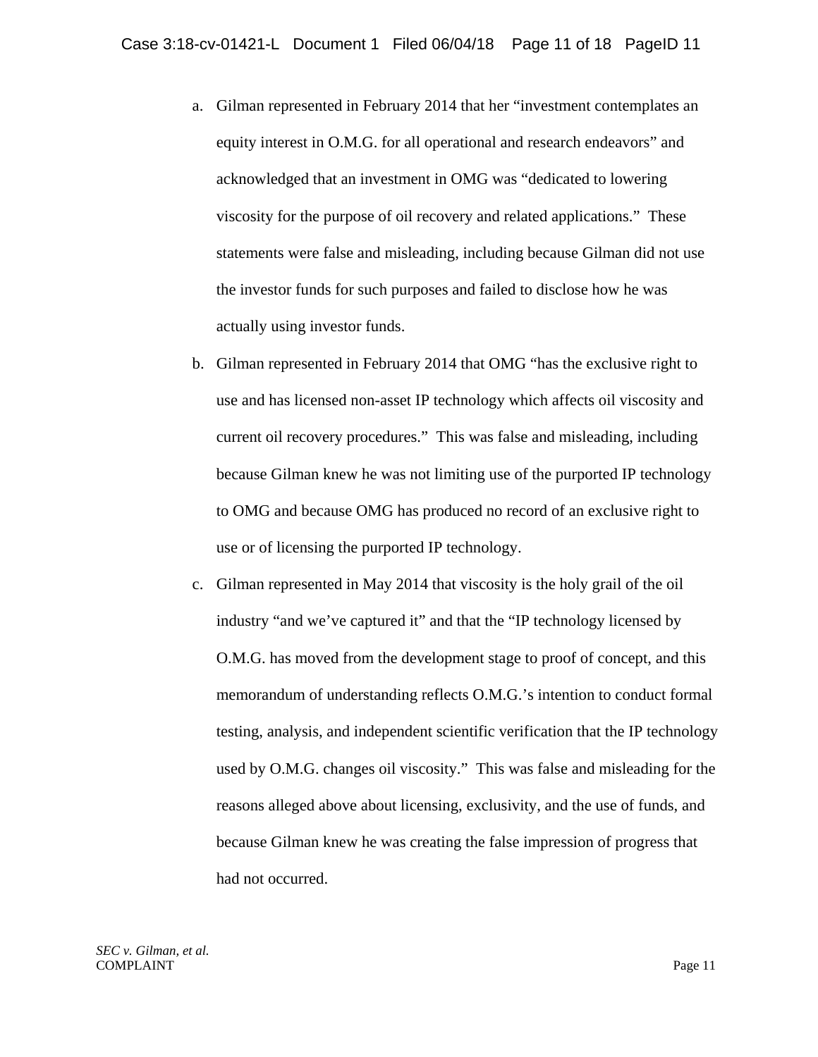a. Gilman represented in February 2014 that her "investment contemplates an equity interest in O.M.G. for all operational and research endeavors" and acknowledged that an investment in OMG was "dedicated to lowering viscosity for the purpose of oil recovery and related applications." These statements were false and misleading, including because Gilman did not use the investor funds for such purposes and failed to disclose how he was actually using investor funds.

b. Gilman represented in February 2014 that OMG "has the exclusive right to use and has licensed non-asset IP technology which affects oil viscosity and current oil recovery procedures." This was false and misleading, including because Gilman knew he was not limiting use of the purported IP technology to OMG and because OMG has produced no record of an exclusive right to use or of licensing the purported IP technology.

c. Gilman represented in May 2014 that viscosity is the holy grail of the oil industry "and we've captured it" and that the "IP technology licensed by O.M.G. has moved from the development stage to proof of concept, and this memorandum of understanding reflects O.M.G.'s intention to conduct formal testing, analysis, and independent scientific verification that the IP technology used by O.M.G. changes oil viscosity." This was false and misleading for the reasons alleged above about licensing, exclusivity, and the use of funds, and because Gilman knew he was creating the false impression of progress that had not occurred.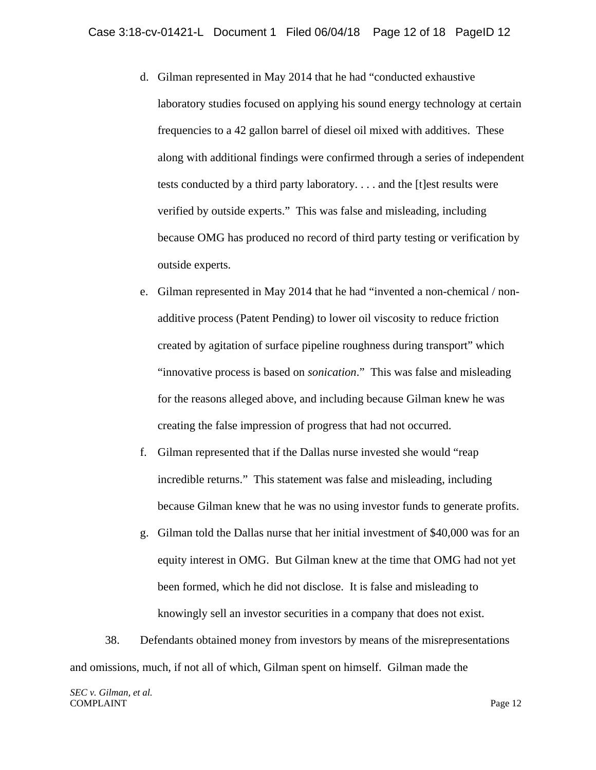d. Gilman represented in May 2014 that he had "conducted exhaustive laboratory studies focused on applying his sound energy technology at certain frequencies to a 42 gallon barrel of diesel oil mixed with additives. These along with additional findings were confirmed through a series of independent tests conducted by a third party laboratory. . . . and the [t]est results were verified by outside experts." This was false and misleading, including because OMG has produced no record of third party testing or verification by outside experts.

e. Gilman represented in May 2014 that he had "invented a non-chemical / non-additive process (Patent Pending) to lower oil viscosity to reduce friction created by agitation of surface pipeline roughness during transport" which "innovative process is based on *sonication*." This was false and misleading for the reasons alleged above, and including because Gilman knew he was creating the false impression of progress that had not occurred.

f. Gilman represented that if the Dallas nurse invested she would "reap incredible returns." This statement was false and misleading, including because Gilman knew that he was no using investor funds to generate profits.

g. Gilman told the Dallas nurse that her initial investment of $40,000 was for an equity interest in OMG. But Gilman knew at the time that OMG had not yet been formed, which he did not disclose. It is false and misleading to knowingly sell an investor securities in a company that does not exist.

38. Defendants obtained money from investors by means of the misrepresentations and omissions, much, if not all of which, Gilman spent on himself. Gilman made the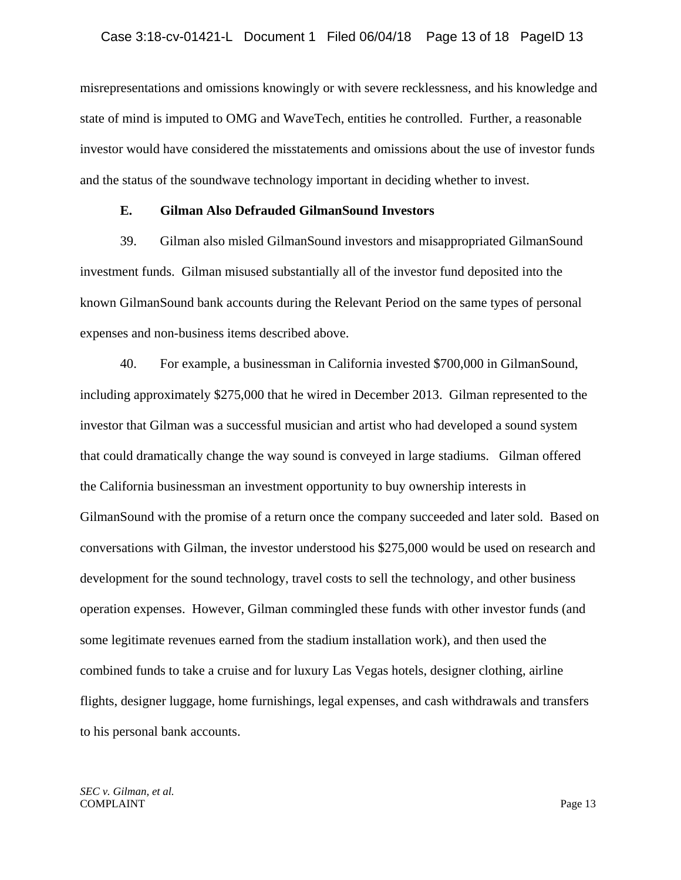misrepresentations and omissions knowingly or with severe recklessness, and his knowledge and state of mind is imputed to OMG and WaveTech, entities he controlled. Further, a reasonable investor would have considered the misstatements and omissions about the use of investor funds and the status of the soundwave technology important in deciding whether to invest.

### E. Gilman Also Defrauded GilmanSound Investors

39. Gilman also misled GilmanSound investors and misappropriated GilmanSound investment funds. Gilman misused substantially all of the investor fund deposited into the known GilmanSound bank accounts during the Relevant Period on the same types of personal expenses and non-business items described above.

40. For example, a businessman in California invested $700,000 in GilmanSound, including approximately $275,000 that he wired in December 2013. Gilman represented to the investor that Gilman was a successful musician and artist who had developed a sound system that could dramatically change the way sound is conveyed in large stadiums. Gilman offered the California businessman an investment opportunity to buy ownership interests in GilmanSound with the promise of a return once the company succeeded and later sold. Based on conversations with Gilman, the investor understood his $275,000 would be used on research and development for the sound technology, travel costs to sell the technology, and other business operation expenses. However, Gilman commingled these funds with other investor funds (and some legitimate revenues earned from the stadium installation work), and then used the combined funds to take a cruise and for luxury Las Vegas hotels, designer clothing, airline flights, designer luggage, home furnishings, legal expenses, and cash withdrawals and transfers to his personal bank accounts.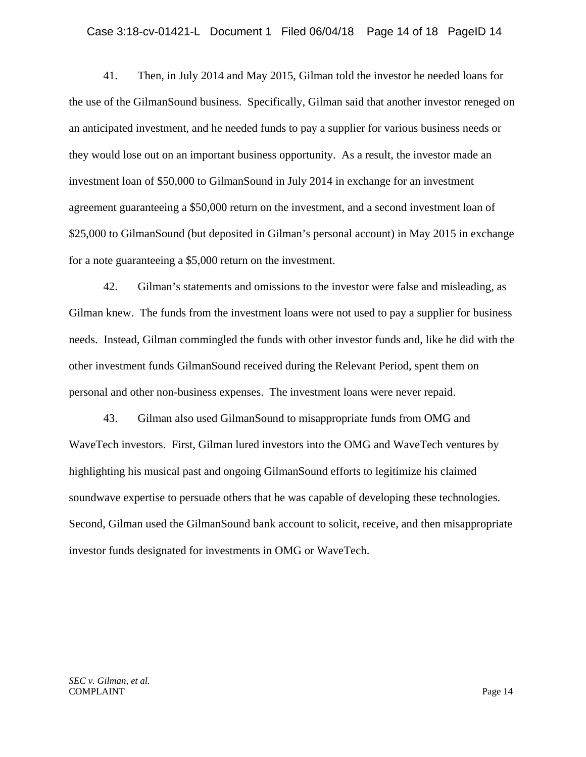41. Then, in July 2014 and May 2015, Gilman told the investor he needed loans for the use of the GilmanSound business. Specifically, Gilman said that another investor reneged on an anticipated investment, and he needed funds to pay a supplier for various business needs or they would lose out on an important business opportunity. As a result, the investor made an investment loan of $50,000 to GilmanSound in July 2014 in exchange for an investment agreement guaranteeing a $50,000 return on the investment, and a second investment loan of $25,000 to GilmanSound (but deposited in Gilman's personal account) in May 2015 in exchange for a note guaranteeing a $5,000 return on the investment.

42. Gilman's statements and omissions to the investor were false and misleading, as Gilman knew. The funds from the investment loans were not used to pay a supplier for business needs. Instead, Gilman commingled the funds with other investor funds and, like he did with the other investment funds GilmanSound received during the Relevant Period, spent them on personal and other non-business expenses. The investment loans were never repaid.

43. Gilman also used GilmanSound to misappropriate funds from OMG and WaveTech investors. First, Gilman lured investors into the OMG and WaveTech ventures by highlighting his musical past and ongoing GilmanSound efforts to legitimize his claimed soundwave expertise to persuade others that he was capable of developing these technologies. Second, Gilman used the GilmanSound bank account to solicit, receive, and then misappropriate investor funds designated for investments in OMG or WaveTech.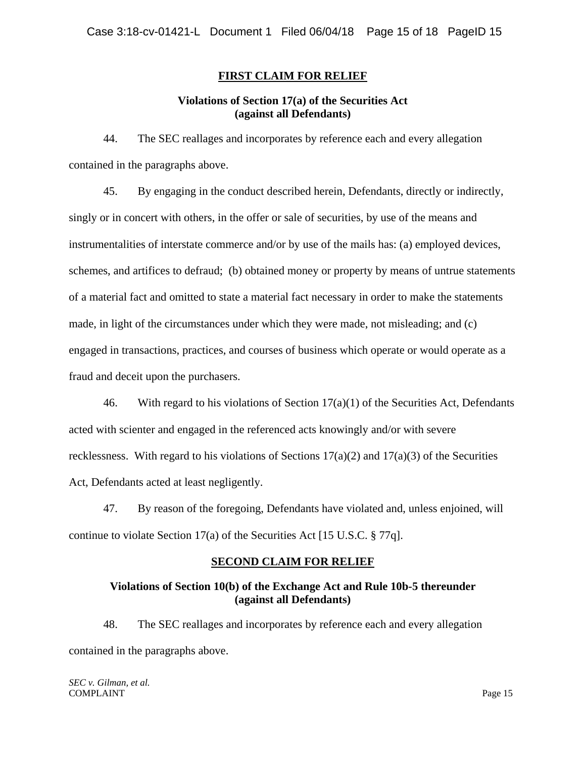## FIRST CLAIM FOR RELIEF

### Violations of Section 17(a) of the Securities Act (against all Defendants)

44. The SEC reallages and incorporates by reference each and every allegation contained in the paragraphs above.

45. By engaging in the conduct described herein, Defendants, directly or indirectly, singly or in concert with others, in the offer or sale of securities, by use of the means and instrumentalities of interstate commerce and/or by use of the mails has: (a) employed devices, schemes, and artifices to defraud; (b) obtained money or property by means of untrue statements of a material fact and omitted to state a material fact necessary in order to make the statements made, in light of the circumstances under which they were made, not misleading; and (c) engaged in transactions, practices, and courses of business which operate or would operate as a fraud and deceit upon the purchasers.

46. With regard to his violations of Section 17(a)(1) of the Securities Act, Defendants acted with scienter and engaged in the referenced acts knowingly and/or with severe recklessness. With regard to his violations of Sections 17(a)(2) and 17(a)(3) of the Securities Act, Defendants acted at least negligently.

47. By reason of the foregoing, Defendants have violated and, unless enjoined, will continue to violate Section 17(a) of the Securities Act [15 U.S.C. § 77q].

## SECOND CLAIM FOR RELIEF

### Violations of Section 10(b) of the Exchange Act and Rule 10b-5 thereunder (against all Defendants)

48. The SEC reallages and incorporates by reference each and every allegation contained in the paragraphs above.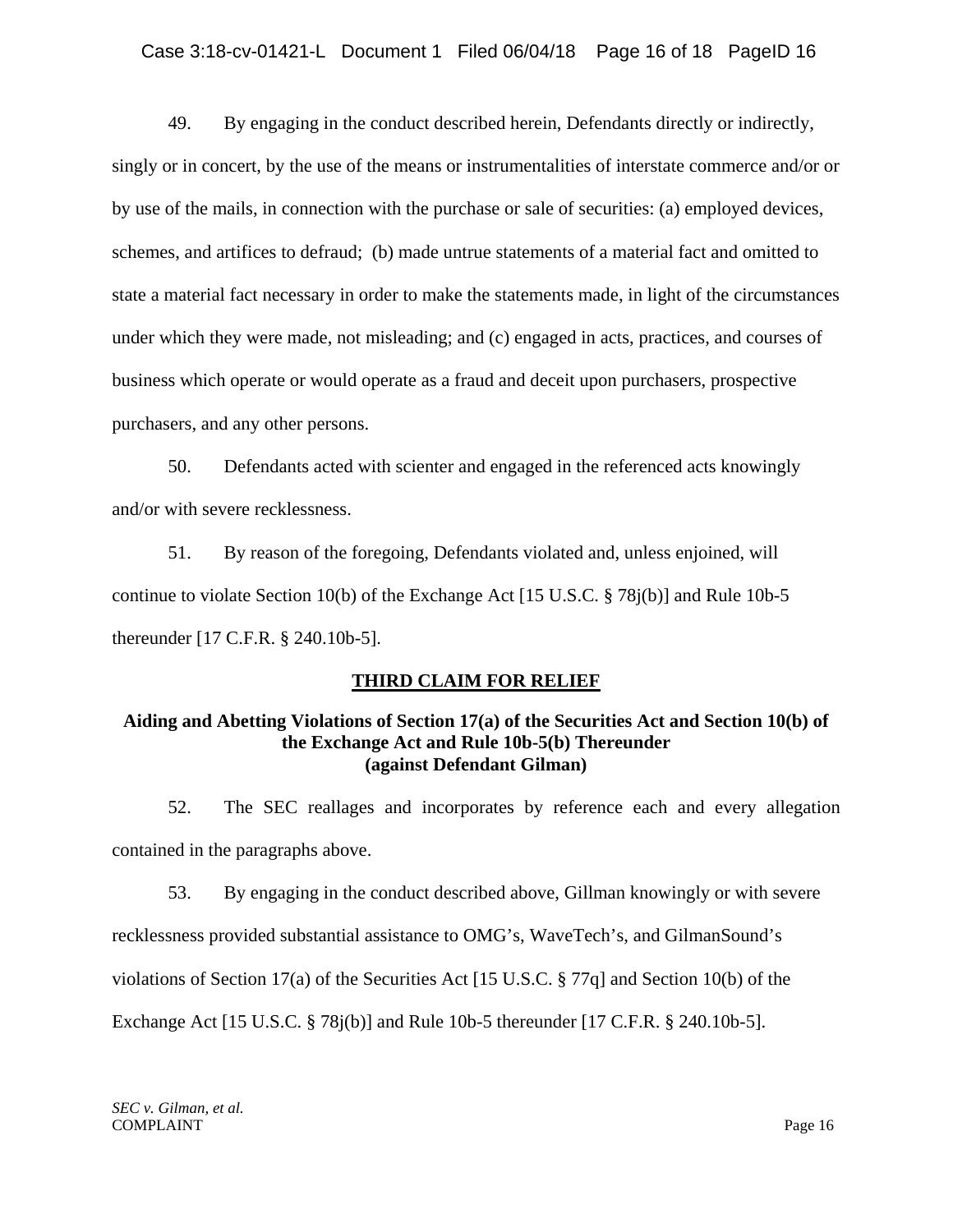49. By engaging in the conduct described herein, Defendants directly or indirectly, singly or in concert, by the use of the means or instrumentalities of interstate commerce and/or or by use of the mails, in connection with the purchase or sale of securities: (a) employed devices, schemes, and artifices to defraud; (b) made untrue statements of a material fact and omitted to state a material fact necessary in order to make the statements made, in light of the circumstances under which they were made, not misleading; and (c) engaged in acts, practices, and courses of business which operate or would operate as a fraud and deceit upon purchasers, prospective purchasers, and any other persons.

50. Defendants acted with scienter and engaged in the referenced acts knowingly and/or with severe recklessness.

51. By reason of the foregoing, Defendants violated and, unless enjoined, will continue to violate Section 10(b) of the Exchange Act [15 U.S.C. § 78j(b)] and Rule 10b-5 thereunder [17 C.F.R. § 240.10b-5].

## THIRD CLAIM FOR RELIEF

### Aiding and Abetting Violations of Section 17(a) of the Securities Act and Section 10(b) of the Exchange Act and Rule 10b-5(b) Thereunder (against Defendant Gilman)

52. The SEC reallages and incorporates by reference each and every allegation contained in the paragraphs above.

53. By engaging in the conduct described above, Gillman knowingly or with severe recklessness provided substantial assistance to OMG's, WaveTech's, and GilmanSound's violations of Section 17(a) of the Securities Act [15 U.S.C. § 77q] and Section 10(b) of the Exchange Act [15 U.S.C. § 78j(b)] and Rule 10b-5 thereunder [17 C.F.R. § 240.10b-5].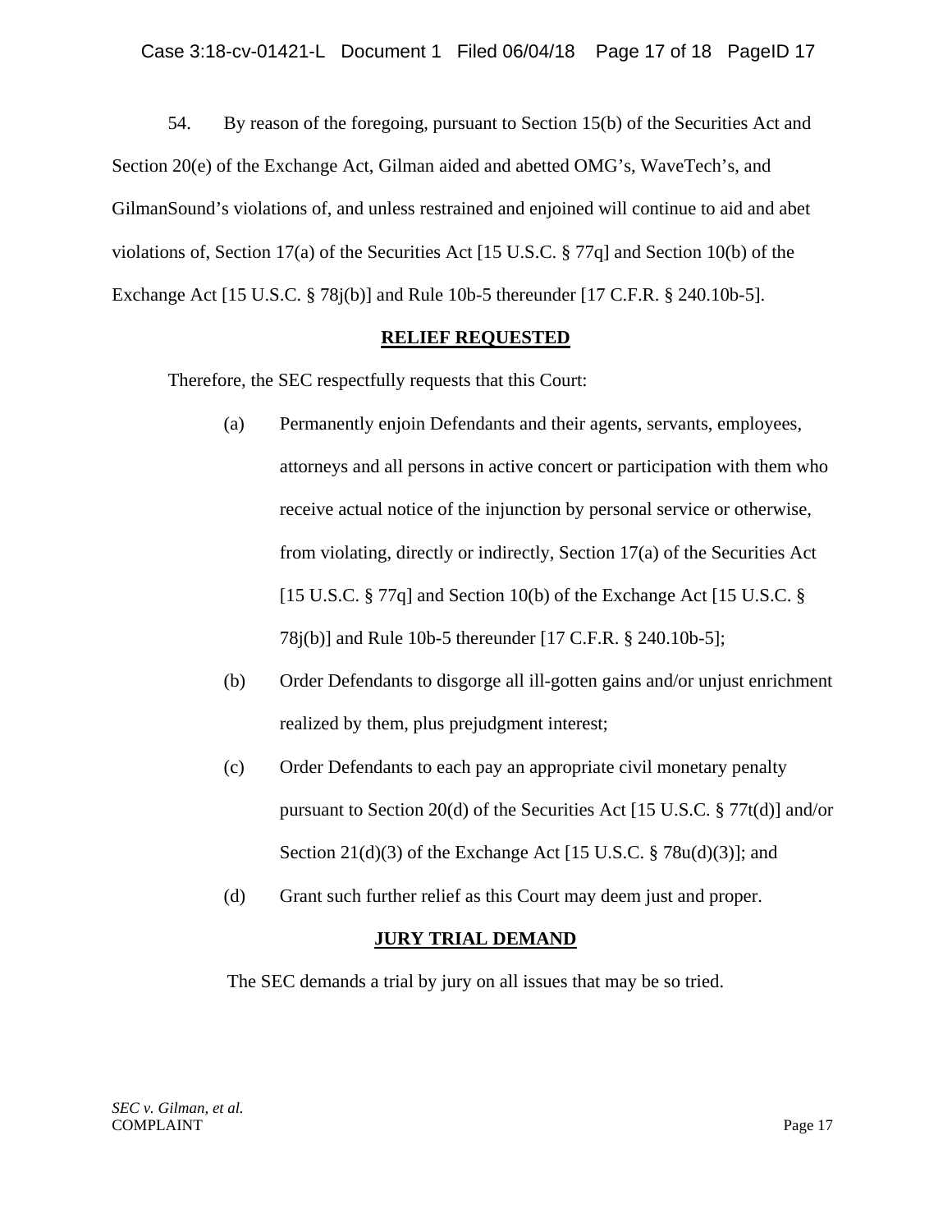54. By reason of the foregoing, pursuant to Section 15(b) of the Securities Act and Section 20(e) of the Exchange Act, Gilman aided and abetted OMG's, WaveTech's, and GilmanSound's violations of, and unless restrained and enjoined will continue to aid and abet violations of, Section 17(a) of the Securities Act [15 U.S.C. § 77q] and Section 10(b) of the Exchange Act [15 U.S.C. § 78j(b)] and Rule 10b-5 thereunder [17 C.F.R. § 240.10b-5].

## RELIEF REQUESTED

Therefore, the SEC respectfully requests that this Court:

(a) Permanently enjoin Defendants and their agents, servants, employees, attorneys and all persons in active concert or participation with them who receive actual notice of the injunction by personal service or otherwise, from violating, directly or indirectly, Section 17(a) of the Securities Act [15 U.S.C. § 77q] and Section 10(b) of the Exchange Act [15 U.S.C. § 78j(b)] and Rule 10b-5 thereunder [17 C.F.R. § 240.10b-5];

(b) Order Defendants to disgorge all ill-gotten gains and/or unjust enrichment realized by them, plus prejudgment interest;

(c) Order Defendants to each pay an appropriate civil monetary penalty pursuant to Section 20(d) of the Securities Act [15 U.S.C. § 77t(d)] and/or Section 21(d)(3) of the Exchange Act [15 U.S.C. § 78u(d)(3)]; and

(d) Grant such further relief as this Court may deem just and proper.

## JURY TRIAL DEMAND

The SEC demands a trial by jury on all issues that may be so tried.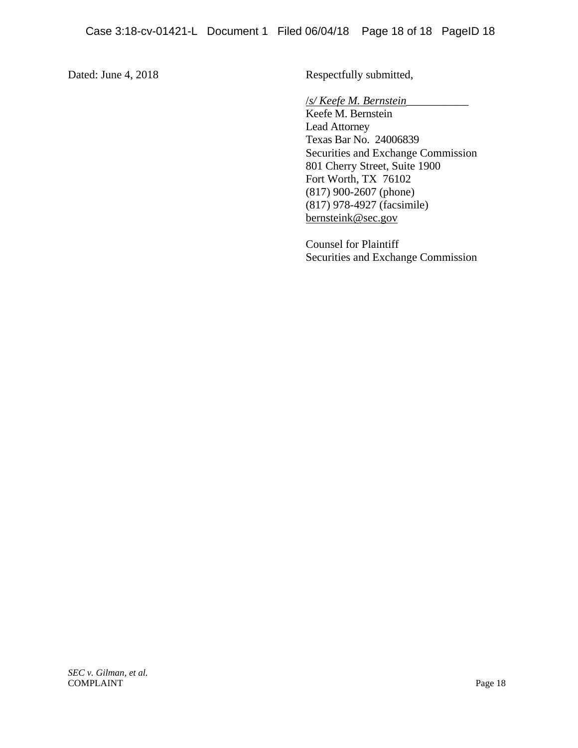Dated: June 4, 2018

Respectfully submitted,

/s/ *Keefe M. Bernstein*\_\_\_\_\_\_\_\_\_\_\_
Keefe M. Bernstein
Lead Attorney
Texas Bar No. 24006839
Securities and Exchange Commission
801 Cherry Street, Suite 1900
Fort Worth, TX 76102
(817) 900-2607 (phone)
(817) 978-4927 (facsimile)
bernsteink@sec.gov

Counsel for Plaintiff
Securities and Exchange Commission